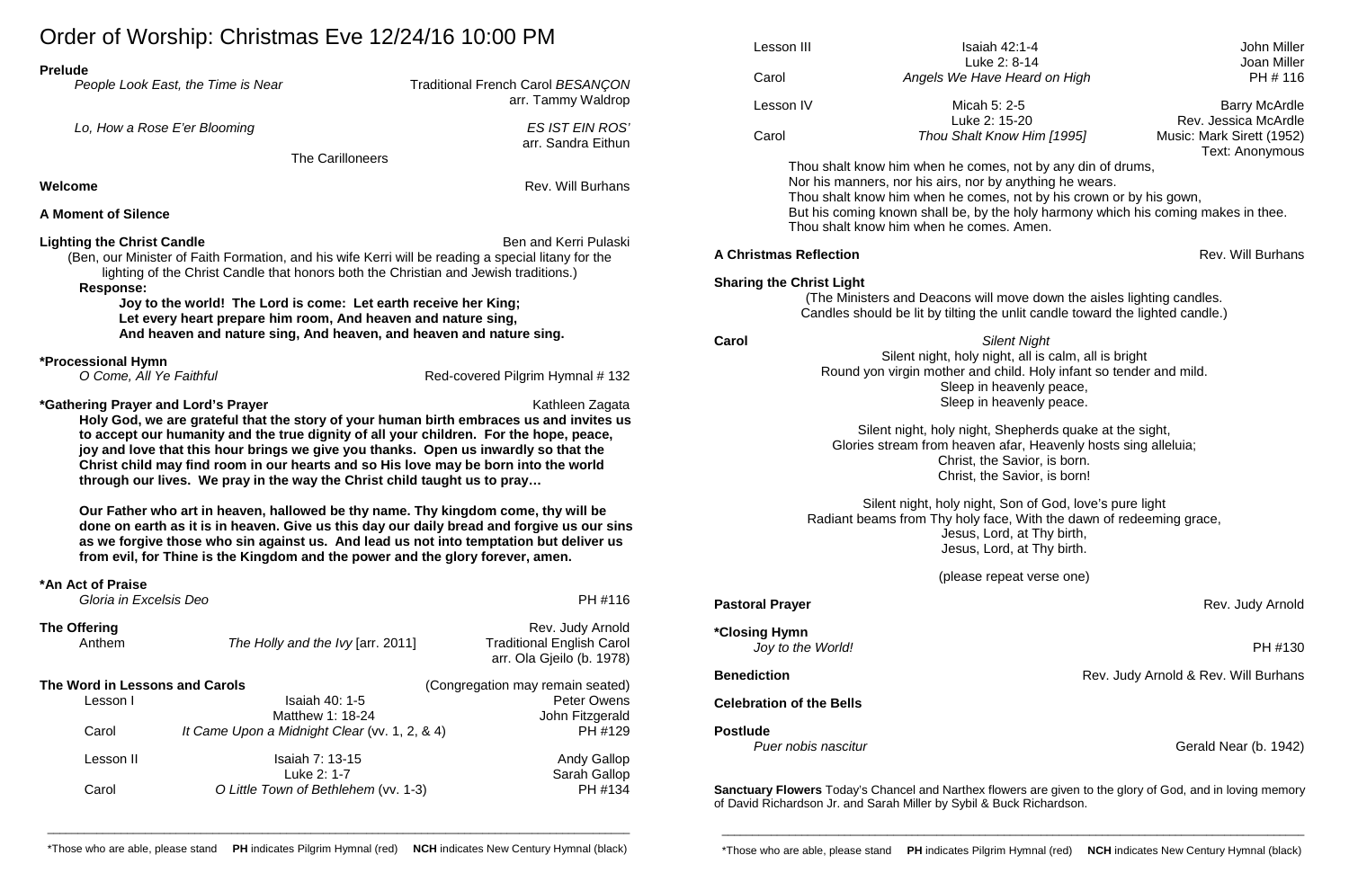# Order of Worship: Christmas Eve 12/24/16 10:00 PM

**Prelude**

*People Look East, the Time is Near* — Traditional French Carol *BESANÇON*, arr. Tammy Waldrop

*Lo, How a Rose E'er Blooming* — *ES IST EIN ROS'*, arr. Sandra Eithun

The Carilloneers

**Welcome** — Rev. Will Burhans

**A Moment of Silence**

**Lighting the Christ Candle** — Ben and Kerri Pulaski

(Ben, our Minister of Faith Formation, and his wife Kerri will be reading a special litany for the lighting of the Christ Candle that honors both the Christian and Jewish traditions.)

**Response:**

**Joy to the world! The Lord is come: Let earth receive her King;**
**Let every heart prepare him room, And heaven and nature sing,**
**And heaven and nature sing, And heaven, and heaven and nature sing.**

**\*Processional Hymn**

*O Come, All Ye Faithful* — Red-covered Pilgrim Hymnal # 132

**\*Gathering Prayer and Lord's Prayer** — Kathleen Zagata

**Holy God, we are grateful that the story of your human birth embraces us and invites us to accept our humanity and the true dignity of all your children. For the hope, peace, joy and love that this hour brings we give you thanks. Open us inwardly so that the Christ child may find room in our hearts and so His love may be born into the world through our lives. We pray in the way the Christ child taught us to pray…**

**Our Father who art in heaven, hallowed be thy name. Thy kingdom come, thy will be done on earth as it is in heaven. Give us this day our daily bread and forgive us our sins as we forgive those who sin against us. And lead us not into temptation but deliver us from evil, for Thine is the Kingdom and the power and the glory forever, amen.**

**\*An Act of Praise**

*Gloria in Excelsis Deo* — PH #116

**The Offering** — Rev. Judy Arnold

Anthem — *The Holly and the Ivy* [arr. 2011] — Traditional English Carol, arr. Ola Gjeilo (b. 1978)

**The Word in Lessons and Carols** (Congregation may remain seated)

| | | |
|---|---|---|
| Lesson I | Isaiah 40: 1-5 | Peter Owens |
| | Matthew 1: 18-24 | John Fitzgerald |
| Carol | *It Came Upon a Midnight Clear* (vv. 1, 2, & 4) | PH #129 |
| Lesson II | Isaiah 7: 13-15 | Andy Gallop |
| | Luke 2: 1-7 | Sarah Gallop |
| Carol | *O Little Town of Bethlehem* (vv. 1-3) | PH #134 |
| Lesson III | Isaiah 42:1-4 | John Miller |
| | Luke 2: 8-14 | Joan Miller |
| Carol | *Angels We Have Heard on High* | PH # 116 |
| Lesson IV | Micah 5: 2-5 | Barry McArdle |
| | Luke 2: 15-20 | Rev. Jessica McArdle |
| Carol | *Thou Shalt Know Him [1995]* | Music: Mark Sirett (1952), Text: Anonymous |

Thou shalt know him when he comes, not by any din of drums,
Nor his manners, nor his airs, nor by anything he wears.
Thou shalt know him when he comes, not by his crown or by his gown,
But his coming known shall be, by the holy harmony which his coming makes in thee.
Thou shalt know him when he comes. Amen.

**A Christmas Reflection** — Rev. Will Burhans

**Sharing the Christ Light**

(The Ministers and Deacons will move down the aisles lighting candles. Candles should be lit by tilting the unlit candle toward the lighted candle.)

**Carol** — *Silent Night*

Silent night, holy night, all is calm, all is bright
Round yon virgin mother and child. Holy infant so tender and mild.
Sleep in heavenly peace,
Sleep in heavenly peace.

Silent night, holy night, Shepherds quake at the sight,
Glories stream from heaven afar, Heavenly hosts sing alleluia;
Christ, the Savior, is born.
Christ, the Savior, is born!

Silent night, holy night, Son of God, love's pure light
Radiant beams from Thy holy face, With the dawn of redeeming grace,
Jesus, Lord, at Thy birth,
Jesus, Lord, at Thy birth.

(please repeat verse one)

**Pastoral Prayer** — Rev. Judy Arnold

**\*Closing Hymn**

*Joy to the World!* — PH #130

**Benediction** — Rev. Judy Arnold & Rev. Will Burhans

**Celebration of the Bells**

**Postlude**

*Puer nobis nascitur* — Gerald Near (b. 1942)

**Sanctuary Flowers** Today's Chancel and Narthex flowers are given to the glory of God, and in loving memory of David Richardson Jr. and Sarah Miller by Sybil & Buck Richardson.

\*Those who are able, please stand **PH** indicates Pilgrim Hymnal (red) **NCH** indicates New Century Hymnal (black)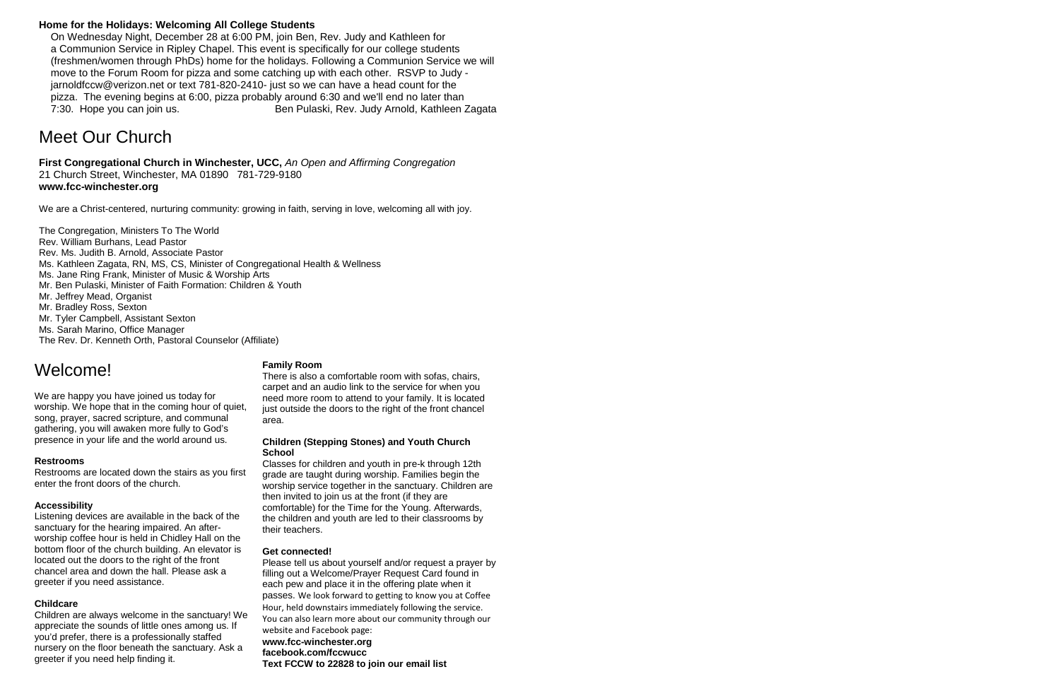**Home for the Holidays: Welcoming All College Students**

On Wednesday Night, December 28 at 6:00 PM, join Ben, Rev. Judy and Kathleen for a Communion Service in Ripley Chapel. This event is specifically for our college students (freshmen/women through PhDs) home for the holidays. Following a Communion Service we will move to the Forum Room for pizza and some catching up with each other. RSVP to Judy - jarnoldfccw@verizon.net or text 781-820-2410- just so we can have a head count for the pizza. The evening begins at 6:00, pizza probably around 6:30 and we'll end no later than 7:30. Hope you can join us. Ben Pulaski, Rev. Judy Arnold, Kathleen Zagata

# Meet Our Church

**First Congregational Church in Winchester, UCC,** *An Open and Affirming Congregation*
21 Church Street, Winchester, MA 01890 781-729-9180
**www.fcc-winchester.org**

We are a Christ-centered, nurturing community: growing in faith, serving in love, welcoming all with joy.

The Congregation, Ministers To The World
Rev. William Burhans, Lead Pastor
Rev. Ms. Judith B. Arnold, Associate Pastor
Ms. Kathleen Zagata, RN, MS, CS, Minister of Congregational Health & Wellness
Ms. Jane Ring Frank, Minister of Music & Worship Arts
Mr. Ben Pulaski, Minister of Faith Formation: Children & Youth
Mr. Jeffrey Mead, Organist
Mr. Bradley Ross, Sexton
Mr. Tyler Campbell, Assistant Sexton
Ms. Sarah Marino, Office Manager
The Rev. Dr. Kenneth Orth, Pastoral Counselor (Affiliate)

# Welcome!

We are happy you have joined us today for worship. We hope that in the coming hour of quiet, song, prayer, sacred scripture, and communal gathering, you will awaken more fully to God's presence in your life and the world around us.

**Restrooms**
Restrooms are located down the stairs as you first enter the front doors of the church.

**Accessibility**
Listening devices are available in the back of the sanctuary for the hearing impaired. An after-worship coffee hour is held in Chidley Hall on the bottom floor of the church building. An elevator is located out the doors to the right of the front chancel area and down the hall. Please ask a greeter if you need assistance.

**Childcare**
Children are always welcome in the sanctuary! We appreciate the sounds of little ones among us. If you'd prefer, there is a professionally staffed nursery on the floor beneath the sanctuary. Ask a greeter if you need help finding it.

**Family Room**
There is also a comfortable room with sofas, chairs, carpet and an audio link to the service for when you need more room to attend to your family. It is located just outside the doors to the right of the front chancel area.

**Children (Stepping Stones) and Youth Church School**
Classes for children and youth in pre-k through 12th grade are taught during worship. Families begin the worship service together in the sanctuary. Children are then invited to join us at the front (if they are comfortable) for the Time for the Young. Afterwards, the children and youth are led to their classrooms by their teachers.

**Get connected!**
Please tell us about yourself and/or request a prayer by filling out a Welcome/Prayer Request Card found in each pew and place it in the offering plate when it passes. We look forward to getting to know you at Coffee Hour, held downstairs immediately following the service. You can also learn more about our community through our website and Facebook page:
**www.fcc-winchester.org**
**facebook.com/fccwucc**
**Text FCCW to 22828 to join our email list**